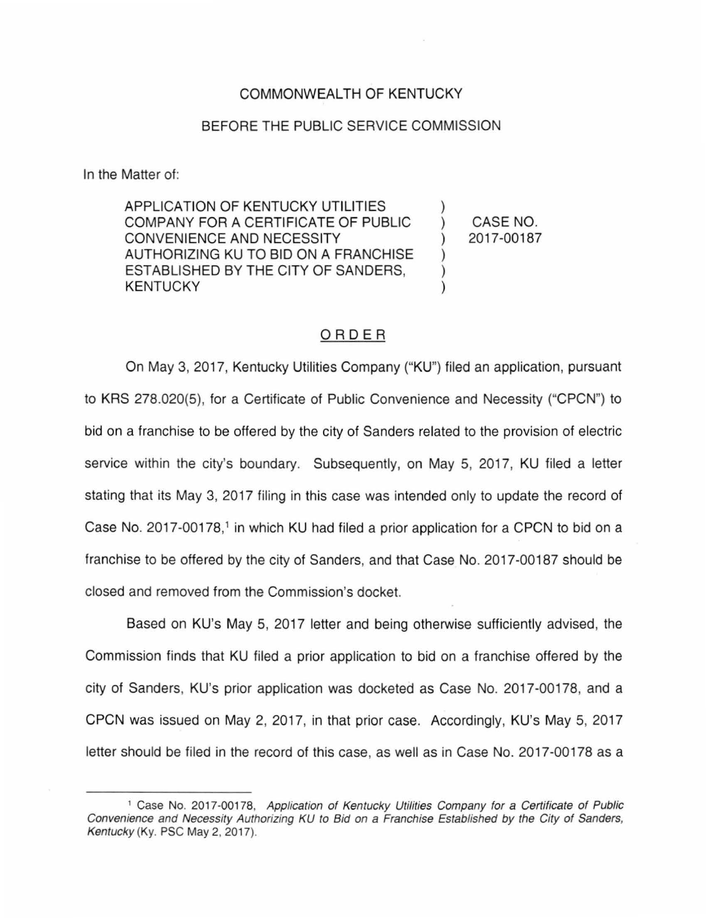COMMONWEALTH OF KENTUCKY

BEFORE THE PUBLIC SERVICE COMMISSION

In the Matter of:

| | | |
|---|---|---|
| APPLICATION OF KENTUCKY UTILITIES COMPANY FOR A CERTIFICATE OF PUBLIC CONVENIENCE AND NECESSITY AUTHORIZING KU TO BID ON A FRANCHISE ESTABLISHED BY THE CITY OF SANDERS, KENTUCKY | ) | CASE NO. 2017-00187 |

## ORDER

On May 3, 2017, Kentucky Utilities Company ("KU") filed an application, pursuant to KRS 278.020(5), for a Certificate of Public Convenience and Necessity ("CPCN") to bid on a franchise to be offered by the city of Sanders related to the provision of electric service within the city's boundary. Subsequently, on May 5, 2017, KU filed a letter stating that its May 3, 2017 filing in this case was intended only to update the record of Case No. 2017-00178,[1] in which KU had filed a prior application for a CPCN to bid on a franchise to be offered by the city of Sanders, and that Case No. 2017-00187 should be closed and removed from the Commission's docket.

Based on KU's May 5, 2017 letter and being otherwise sufficiently advised, the Commission finds that KU filed a prior application to bid on a franchise offered by the city of Sanders, KU's prior application was docketed as Case No. 2017-00178, and a CPCN was issued on May 2, 2017, in that prior case. Accordingly, KU's May 5, 2017 letter should be filed in the record of this case, as well as in Case No. 2017-00178 as a

[1] Case No. 2017-00178, *Application of Kentucky Utilities Company for a Certificate of Public Convenience and Necessity Authorizing KU to Bid on a Franchise Established by the City of Sanders, Kentucky* (Ky. PSC May 2, 2017).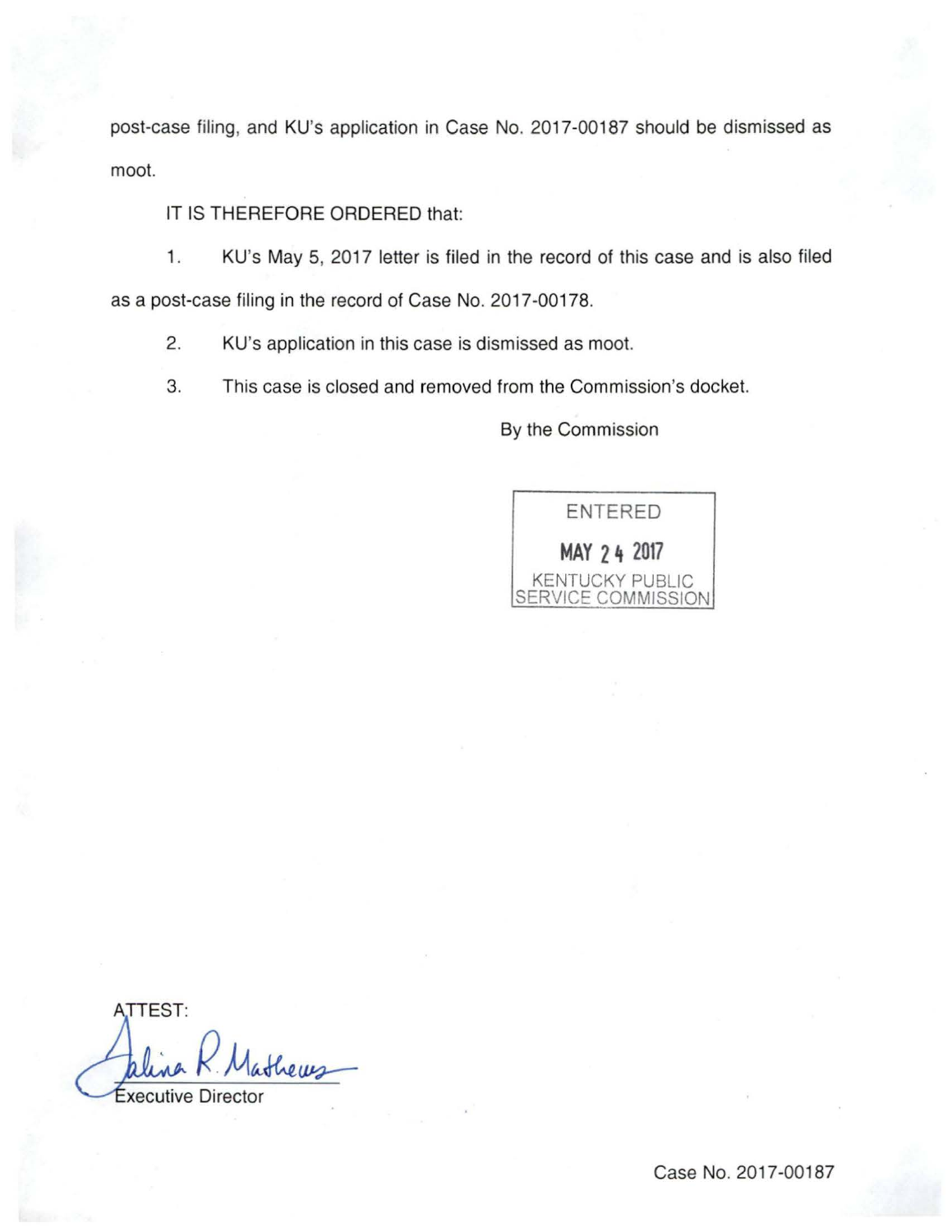post-case filing, and KU's application in Case No. 2017-00187 should be dismissed as moot.

IT IS THEREFORE ORDERED that:

1. KU's May 5, 2017 letter is filed in the record of this case and is also filed as a post-case filing in the record of Case No. 2017-00178.

2. KU's application in this case is dismissed as moot.

3. This case is closed and removed from the Commission's docket.

By the Commission

ENTERED
MAY 24 2017
KENTUCKY PUBLIC SERVICE COMMISSION

ATTEST:

Executive Director

Case No. 2017-00187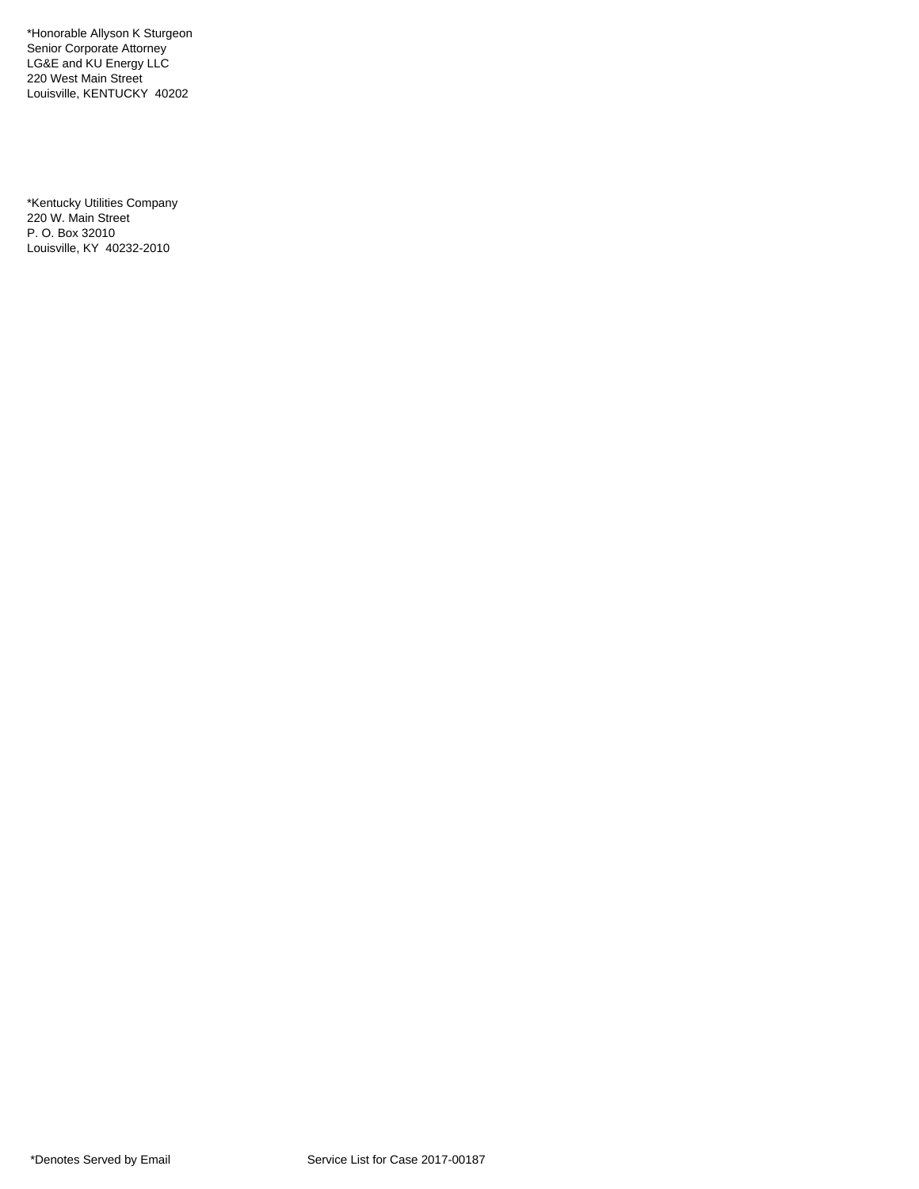*Honorable Allyson K Sturgeon
Senior Corporate Attorney
LG&E and KU Energy LLC
220 West Main Street
Louisville, KENTUCKY  40202

*Kentucky Utilities Company
220 W. Main Street
P. O. Box 32010
Louisville, KY  40232-2010

*Denotes Served by Email

Service List for Case 2017-00187